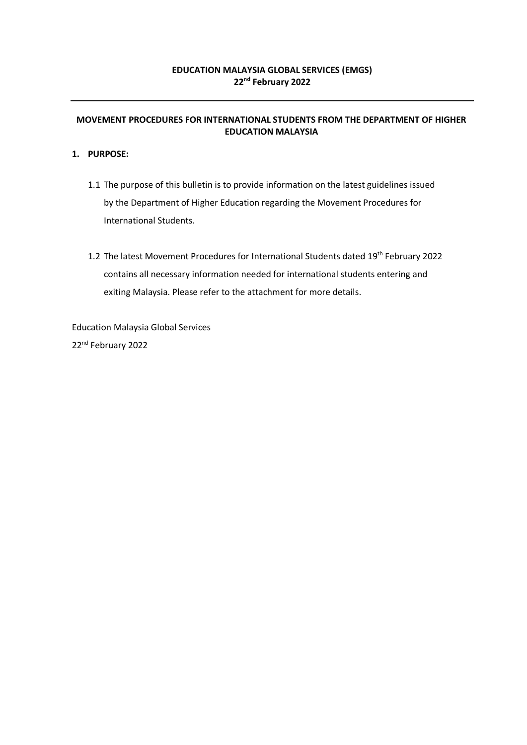**EDUCATION MALAYSIA GLOBAL SERVICES (EMGS)**
**22nd February 2022**

---

## MOVEMENT PROCEDURES FOR INTERNATIONAL STUDENTS FROM THE DEPARTMENT OF HIGHER EDUCATION MALAYSIA

### 1. PURPOSE:

1.1 The purpose of this bulletin is to provide information on the latest guidelines issued by the Department of Higher Education regarding the Movement Procedures for International Students.

1.2 The latest Movement Procedures for International Students dated 19th February 2022 contains all necessary information needed for international students entering and exiting Malaysia. Please refer to the attachment for more details.

Education Malaysia Global Services
22nd February 2022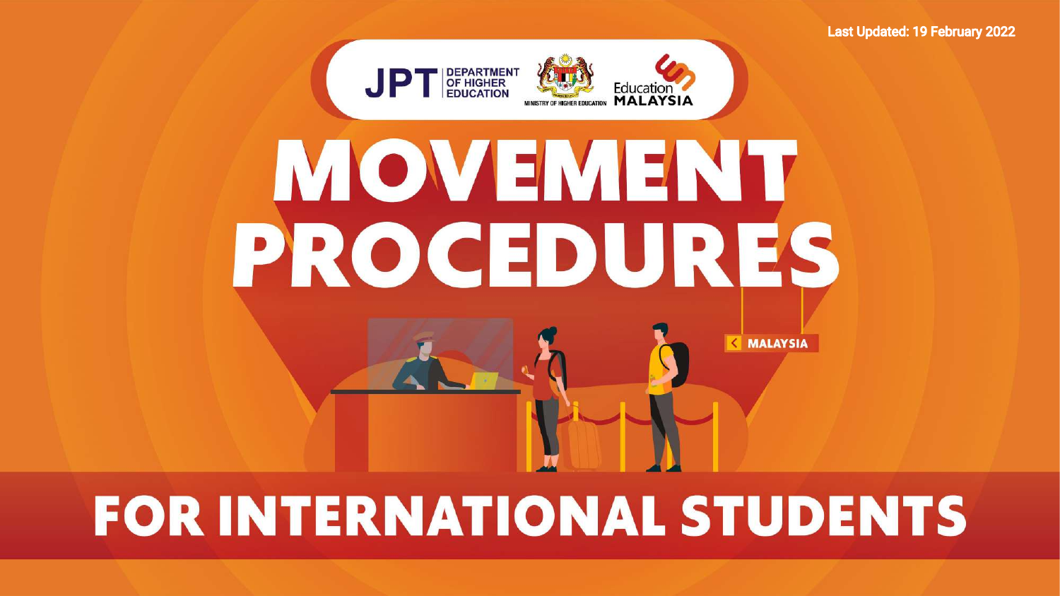Last Updated: 19 February 2022

JPT DEPARTMENT OF HIGHER EDUCATION

MINISTRY OF HIGHER EDUCATION

Education MALAYSIA

# MOVEMENT PROCEDURES

MALAYSIA

# FOR INTERNATIONAL STUDENTS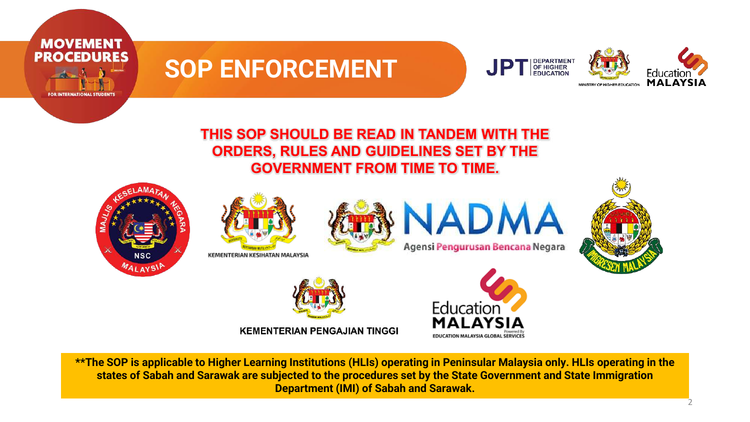# SOP ENFORCEMENT

**THIS SOP SHOULD BE READ IN TANDEM WITH THE ORDERS, RULES AND GUIDELINES SET BY THE GOVERNMENT FROM TIME TO TIME.**

KEMENTERIAN KESIHATAN MALAYSIA

NADMA

Agensi Pengurusan Bencana Negara

KEMENTERIAN PENGAJIAN TINGGI

Education MALAYSIA

EDUCATION MALAYSIA GLOBAL SERVICES

**\*\*The SOP is applicable to Higher Learning Institutions (HLIs) operating in Peninsular Malaysia only. HLIs operating in the states of Sabah and Sarawak are subjected to the procedures set by the State Government and State Immigration Department (IMI) of Sabah and Sarawak.**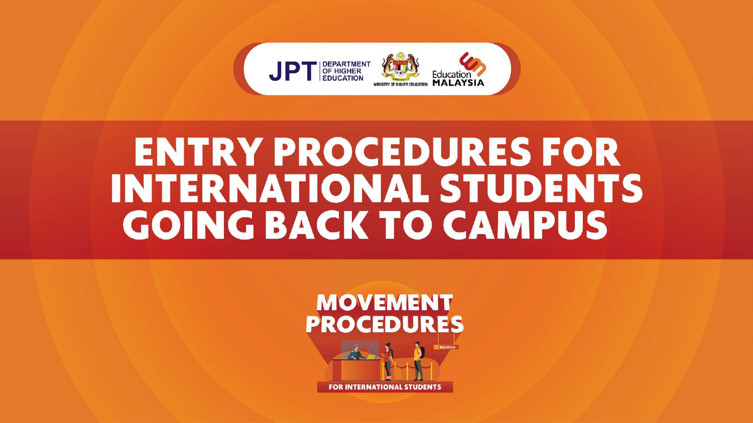JPT | DEPARTMENT OF HIGHER EDUCATION

MINISTRY OF HIGHER EDUCATION

Education MALAYSIA

# ENTRY PROCEDURES FOR INTERNATIONAL STUDENTS GOING BACK TO CAMPUS

## MOVEMENT PROCEDURES

FOR INTERNATIONAL STUDENTS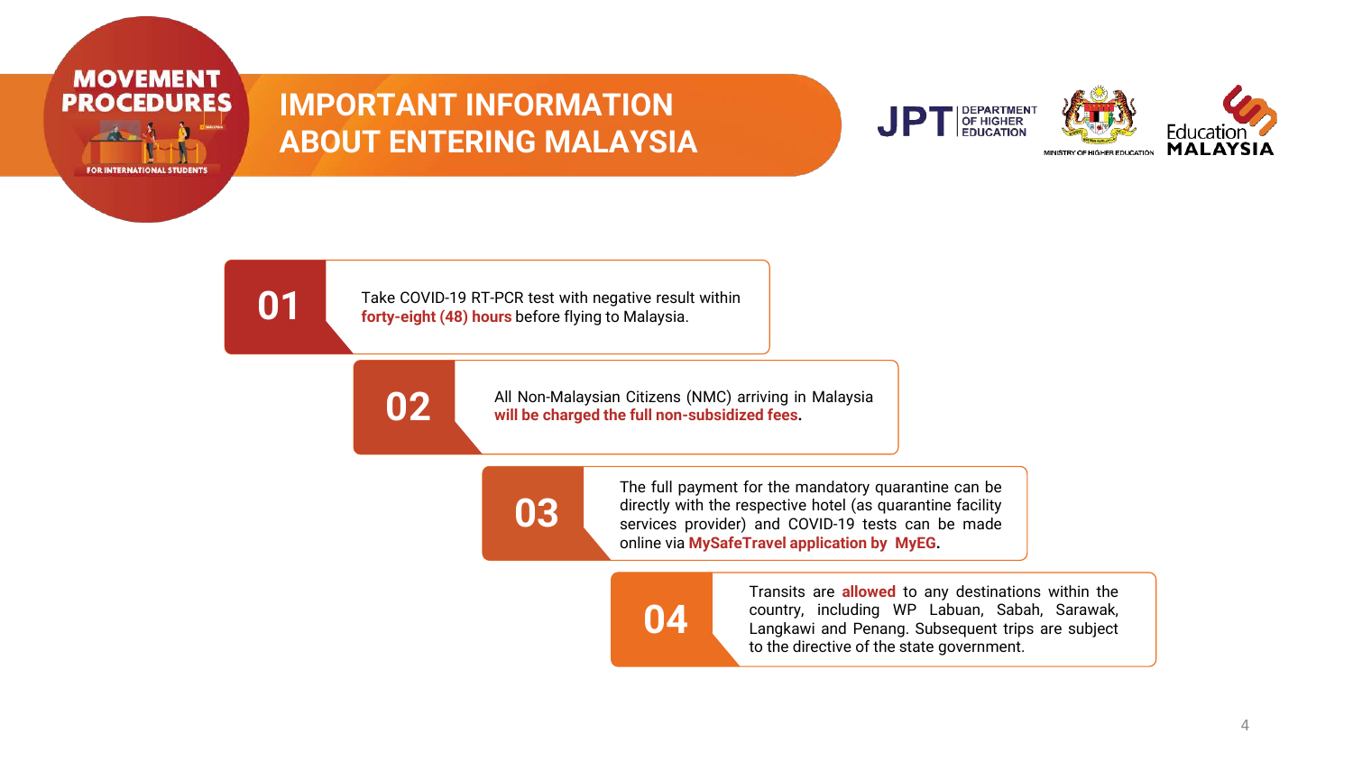# IMPORTANT INFORMATION ABOUT ENTERING MALAYSIA

**01** Take COVID-19 RT-PCR test with negative result within **forty-eight (48) hours** before flying to Malaysia.

**02** All Non-Malaysian Citizens (NMC) arriving in Malaysia **will be charged the full non-subsidized fees.**

**03** The full payment for the mandatory quarantine can be directly with the respective hotel (as quarantine facility services provider) and COVID-19 tests can be made online via **MySafeTravel application by MyEG.**

**04** Transits are **allowed** to any destinations within the country, including WP Labuan, Sabah, Sarawak, Langkawi and Penang. Subsequent trips are subject to the directive of the state government.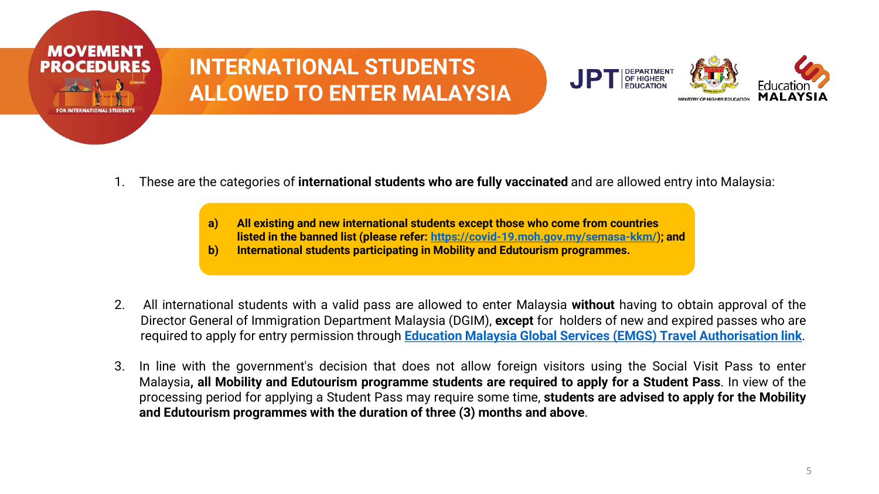# INTERNATIONAL STUDENTS ALLOWED TO ENTER MALAYSIA

1. These are the categories of **international students who are fully vaccinated** and are allowed entry into Malaysia:

   **a) All existing and new international students except those who come from countries listed in the banned list (please refer: [https://covid-19.moh.gov.my/semasa-kkm/](https://covid-19.moh.gov.my/semasa-kkm/)); and**
   **b) International students participating in Mobility and Edutourism programmes.**

2. All international students with a valid pass are allowed to enter Malaysia **without** having to obtain approval of the Director General of Immigration Department Malaysia (DGIM), **except** for holders of new and expired passes who are required to apply for entry permission through **Education Malaysia Global Services (EMGS) Travel Authorisation link**.

3. In line with the government's decision that does not allow foreign visitors using the Social Visit Pass to enter Malaysia**, all Mobility and Edutourism programme students are required to apply for a Student Pass**. In view of the processing period for applying a Student Pass may require some time, **students are advised to apply for the Mobility and Edutourism programmes with the duration of three (3) months and above**.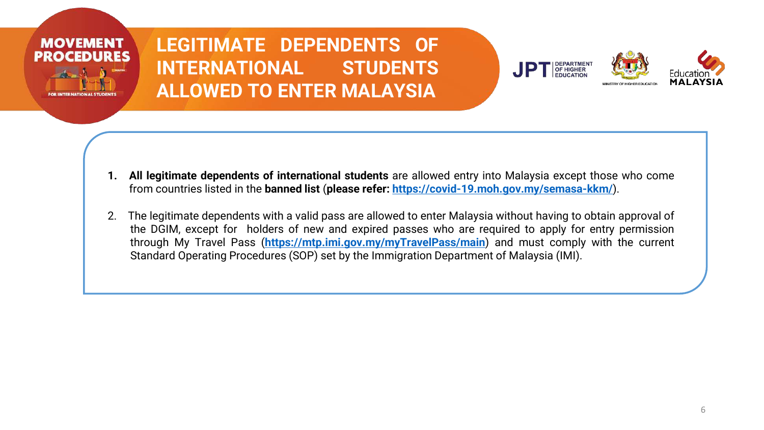# LEGITIMATE DEPENDENTS OF INTERNATIONAL STUDENTS ALLOWED TO ENTER MALAYSIA

1. **All legitimate dependents of international students** are allowed entry into Malaysia except those who come from countries listed in the **banned list** (**please refer: https://covid-19.moh.gov.my/semasa-kkm/**).

2. The legitimate dependents with a valid pass are allowed to enter Malaysia without having to obtain approval of the DGIM, except for holders of new and expired passes who are required to apply for entry permission through My Travel Pass (**https://mtp.imi.gov.my/myTravelPass/main**) and must comply with the current Standard Operating Procedures (SOP) set by the Immigration Department of Malaysia (IMI).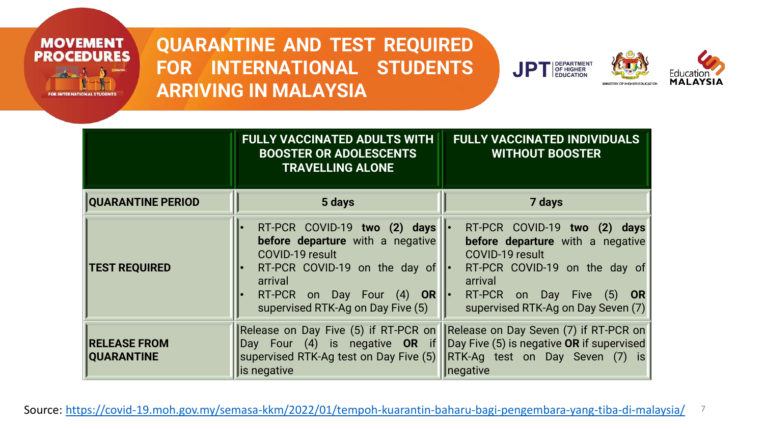# QUARANTINE AND TEST REQUIRED FOR INTERNATIONAL STUDENTS ARRIVING IN MALAYSIA

| | FULLY VACCINATED ADULTS WITH BOOSTER OR ADOLESCENTS TRAVELLING ALONE | FULLY VACCINATED INDIVIDUALS WITHOUT BOOSTER |
|---|---|---|
| **QUARANTINE PERIOD** | **5 days** | **7 days** |
| **TEST REQUIRED** | • RT-PCR COVID-19 **two (2) days before departure** with a negative COVID-19 result<br>• RT-PCR COVID-19 on the day of arrival<br>• RT-PCR on Day Four (4) **OR** supervised RTK-Ag on Day Five (5) | • RT-PCR COVID-19 **two (2) days before departure** with a negative COVID-19 result<br>• RT-PCR COVID-19 on the day of arrival<br>• RT-PCR on Day Five (5) **OR** supervised RTK-Ag on Day Seven (7) |
| **RELEASE FROM QUARANTINE** | Release on Day Five (5) if RT-PCR on Day Four (4) is negative **OR** if supervised RTK-Ag test on Day Five (5) is negative | Release on Day Seven (7) if RT-PCR on Day Five (5) is negative **OR** if supervised RTK-Ag test on Day Seven (7) is negative |

Source: https://covid-19.moh.gov.my/semasa-kkm/2022/01/tempoh-kuarantin-baharu-bagi-pengembara-yang-tiba-di-malaysia/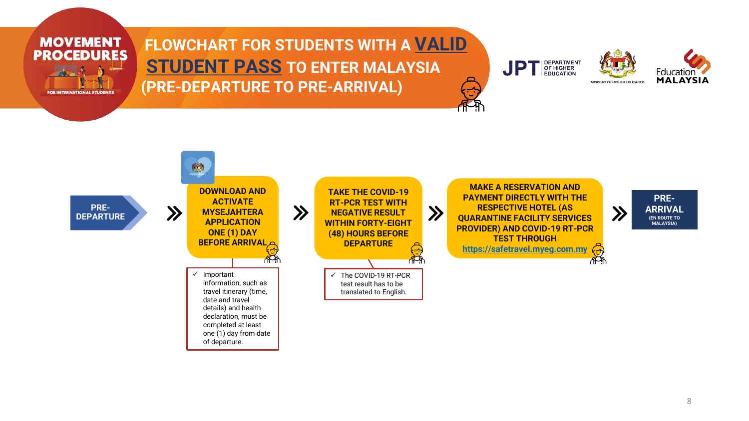# FLOWCHART FOR STUDENTS WITH A VALID STUDENT PASS TO ENTER MALAYSIA (PRE-DEPARTURE TO PRE-ARRIVAL)

MOVEMENT PROCEDURES FOR INTERNATIONAL STUDENTS

JPT DEPARTMENT OF HIGHER EDUCATION

MINISTRY OF HIGHER EDUCATION

Education MALAYSIA

**PRE-DEPARTURE** »

**DOWNLOAD AND ACTIVATE MYSEJAHTERA APPLICATION ONE (1) DAY BEFORE ARRIVAL** »

- ✓ Important information, such as travel itinerary (time, date and travel details) and health declaration, must be completed at least one (1) day from date of departure.

**TAKE THE COVID-19 RT-PCR TEST WITH NEGATIVE RESULT WITHIN FORTY-EIGHT (48) HOURS BEFORE DEPARTURE** »

- ✓ The COVID-19 RT-PCR test result has to be translated to English.

**MAKE A RESERVATION AND PAYMENT DIRECTLY WITH THE RESPECTIVE HOTEL (AS QUARANTINE FACILITY SERVICES PROVIDER) AND COVID-19 RT-PCR TEST THROUGH https://safetravel.myeg.com.my** »

**PRE-ARRIVAL** (EN ROUTE TO MALAYSIA)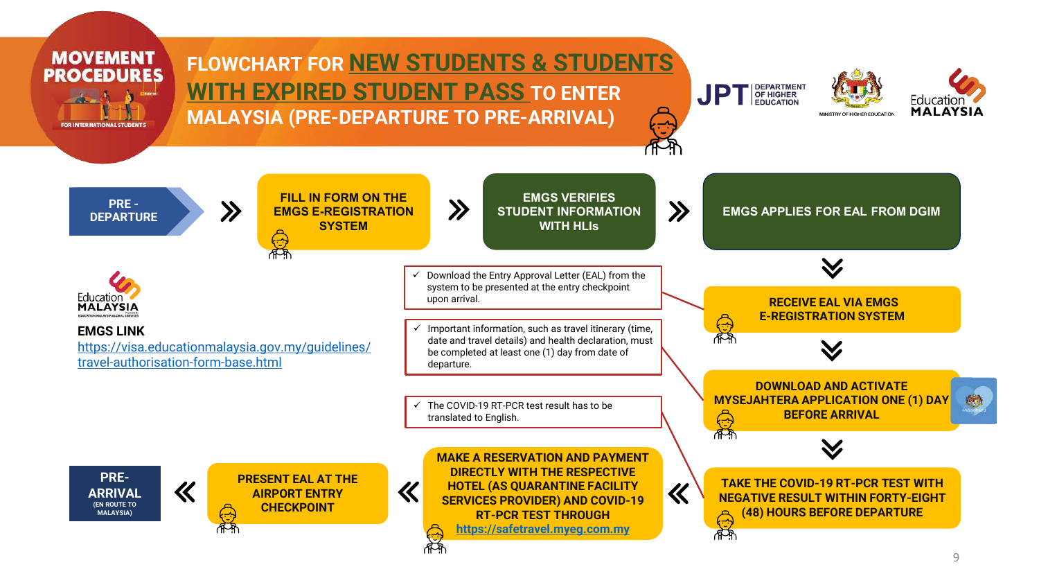# MOVEMENT PROCEDURES

FOR INTERNATIONAL STUDENTS

## FLOWCHART FOR NEW STUDENTS & STUDENTS WITH EXPIRED STUDENT PASS TO ENTER MALAYSIA (PRE-DEPARTURE TO PRE-ARRIVAL)

JPT DEPARTMENT OF HIGHER EDUCATION

MINISTRY OF HIGHER EDUCATION

Education MALAYSIA

**PRE - DEPARTURE**

1. FILL IN FORM ON THE EMGS E-REGISTRATION SYSTEM
2. EMGS VERIFIES STUDENT INFORMATION WITH HLIs
3. EMGS APPLIES FOR EAL FROM DGIM
4. RECEIVE EAL VIA EMGS E-REGISTRATION SYSTEM
   - ✓ Download the Entry Approval Letter (EAL) from the system to be presented at the entry checkpoint upon arrival.
5. DOWNLOAD AND ACTIVATE MYSEJAHTERA APPLICATION ONE (1) DAY BEFORE ARRIVAL
   - ✓ Important information, such as travel itinerary (time, date and travel details) and health declaration, must be completed at least one (1) day from date of departure.
6. TAKE THE COVID-19 RT-PCR TEST WITH NEGATIVE RESULT WITHIN FORTY-EIGHT (48) HOURS BEFORE DEPARTURE
   - ✓ The COVID-19 RT-PCR test result has to be translated to English.
7. MAKE A RESERVATION AND PAYMENT DIRECTLY WITH THE RESPECTIVE HOTEL (AS QUARANTINE FACILITY SERVICES PROVIDER) AND COVID-19 RT-PCR TEST THROUGH https://safetravel.myeg.com.my
8. PRESENT EAL AT THE AIRPORT ENTRY CHECKPOINT

**PRE-ARRIVAL** (EN ROUTE TO MALAYSIA)

Education MALAYSIA

**EMGS LINK**

https://visa.educationmalaysia.gov.my/guidelines/travel-authorisation-form-base.html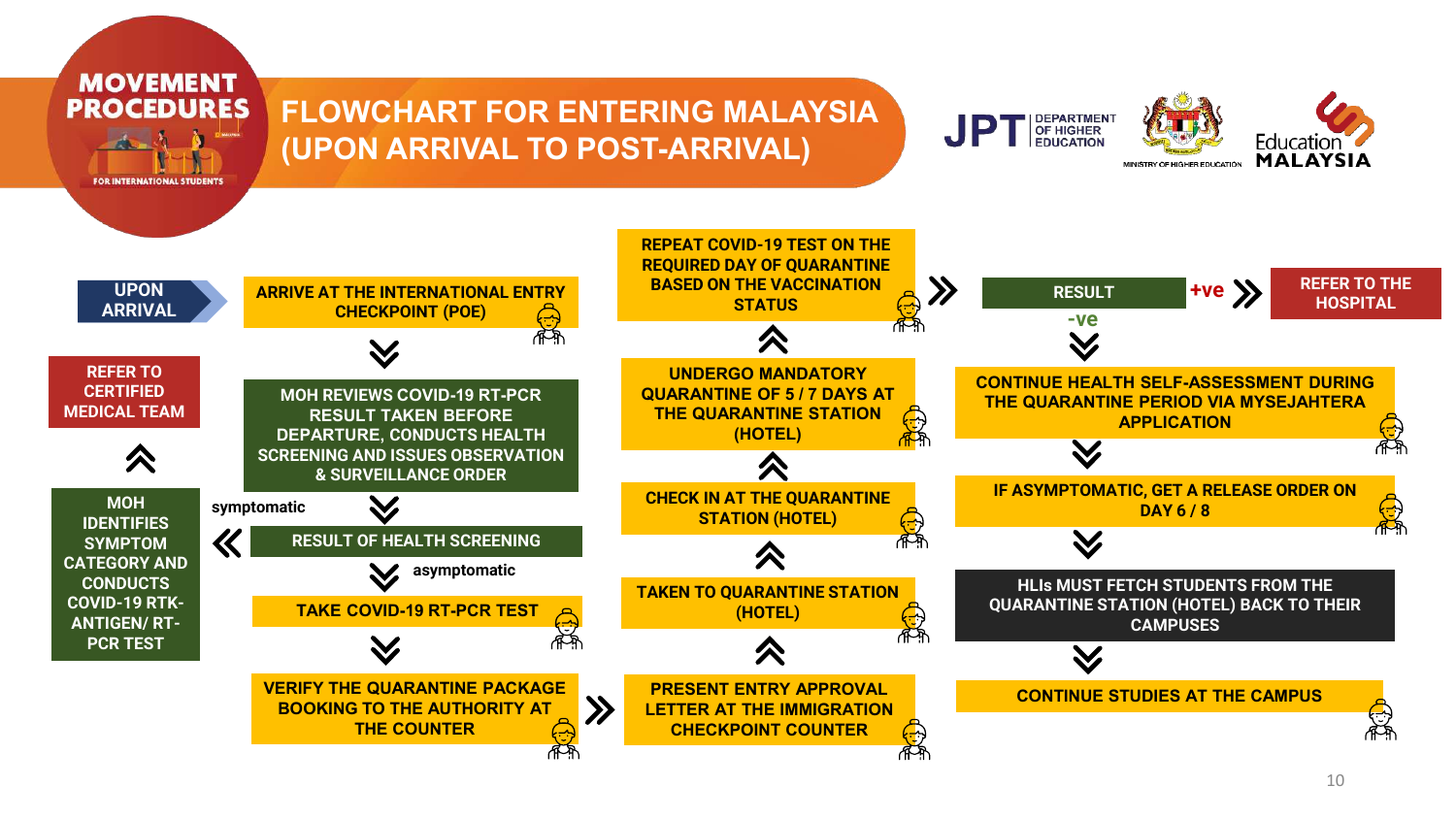**MOVEMENT PROCEDURES**
FOR INTERNATIONAL STUDENTS

# FLOWCHART FOR ENTERING MALAYSIA (UPON ARRIVAL TO POST-ARRIVAL)

JPT DEPARTMENT OF HIGHER EDUCATION | MINISTRY OF HIGHER EDUCATION | Education MALAYSIA

**UPON ARRIVAL**

1. ARRIVE AT THE INTERNATIONAL ENTRY CHECKPOINT (POE)
2. MOH REVIEWS COVID-19 RT-PCR RESULT TAKEN BEFORE DEPARTURE, CONDUCTS HEALTH SCREENING AND ISSUES OBSERVATION & SURVEILLANCE ORDER
3. RESULT OF HEALTH SCREENING
   - **symptomatic** → MOH IDENTIFIES SYMPTOM CATEGORY AND CONDUCTS COVID-19 RTK-ANTIGEN/ RT-PCR TEST → REFER TO CERTIFIED MEDICAL TEAM
   - **asymptomatic** → continue below
4. TAKE COVID-19 RT-PCR TEST
5. VERIFY THE QUARANTINE PACKAGE BOOKING TO THE AUTHORITY AT THE COUNTER
6. PRESENT ENTRY APPROVAL LETTER AT THE IMMIGRATION CHECKPOINT COUNTER
7. TAKEN TO QUARANTINE STATION (HOTEL)
8. CHECK IN AT THE QUARANTINE STATION (HOTEL)
9. UNDERGO MANDATORY QUARANTINE OF 5 / 7 DAYS AT THE QUARANTINE STATION (HOTEL)
10. REPEAT COVID-19 TEST ON THE REQUIRED DAY OF QUARANTINE BASED ON THE VACCINATION STATUS
11. RESULT
    - **+ve** → REFER TO THE HOSPITAL
    - **-ve** → continue below
12. CONTINUE HEALTH SELF-ASSESSMENT DURING THE QUARANTINE PERIOD VIA MYSEJAHTERA APPLICATION
13. IF ASYMPTOMATIC, GET A RELEASE ORDER ON DAY 6 / 8
14. HLIs MUST FETCH STUDENTS FROM THE QUARANTINE STATION (HOTEL) BACK TO THEIR CAMPUSES
15. CONTINUE STUDIES AT THE CAMPUS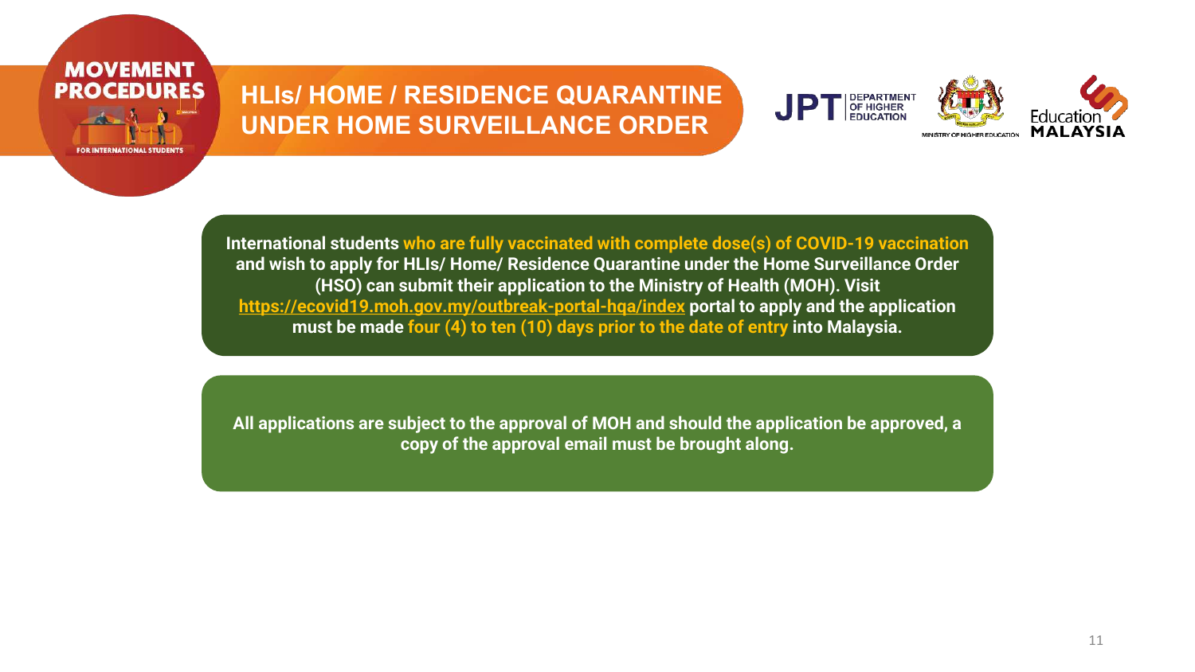# HLIs/ HOME / RESIDENCE QUARANTINE UNDER HOME SURVEILLANCE ORDER

**International students who are fully vaccinated with complete dose(s) of COVID-19 vaccination and wish to apply for HLIs/ Home/ Residence Quarantine under the Home Surveillance Order (HSO) can submit their application to the Ministry of Health (MOH). Visit https://ecovid19.moh.gov.my/outbreak-portal-hqa/index portal to apply and the application must be made four (4) to ten (10) days prior to the date of entry into Malaysia.**

**All applications are subject to the approval of MOH and should the application be approved, a copy of the approval email must be brought along.**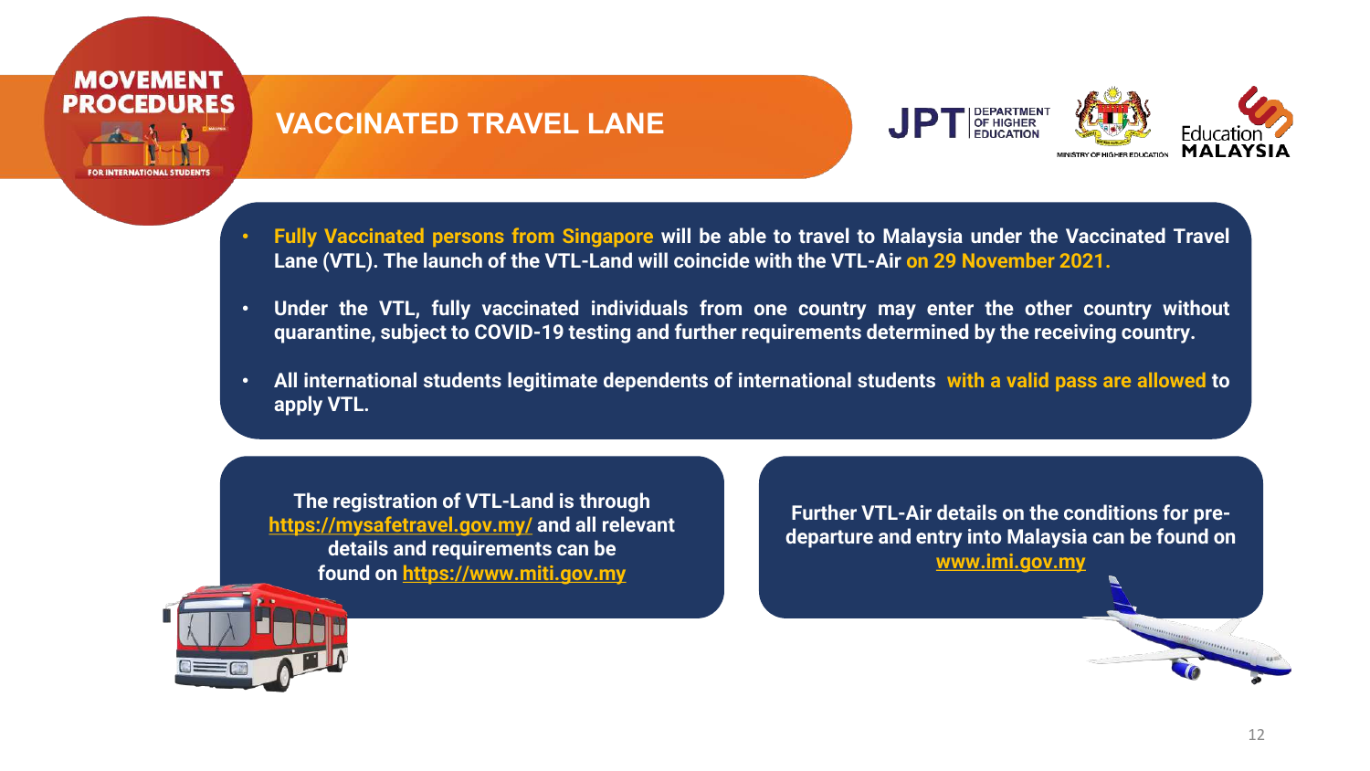# VACCINATED TRAVEL LANE

- **Fully Vaccinated persons from Singapore will be able to travel to Malaysia under the Vaccinated Travel Lane (VTL). The launch of the VTL-Land will coincide with the VTL-Air on 29 November 2021.**
- **Under the VTL, fully vaccinated individuals from one country may enter the other country without quarantine, subject to COVID-19 testing and further requirements determined by the receiving country.**
- **All international students legitimate dependents of international students with a valid pass are allowed to apply VTL.**

**The registration of VTL-Land is through https://mysafetravel.gov.my/ and all relevant details and requirements can be found on https://www.miti.gov.my**

**Further VTL-Air details on the conditions for pre-departure and entry into Malaysia can be found on www.imi.gov.my**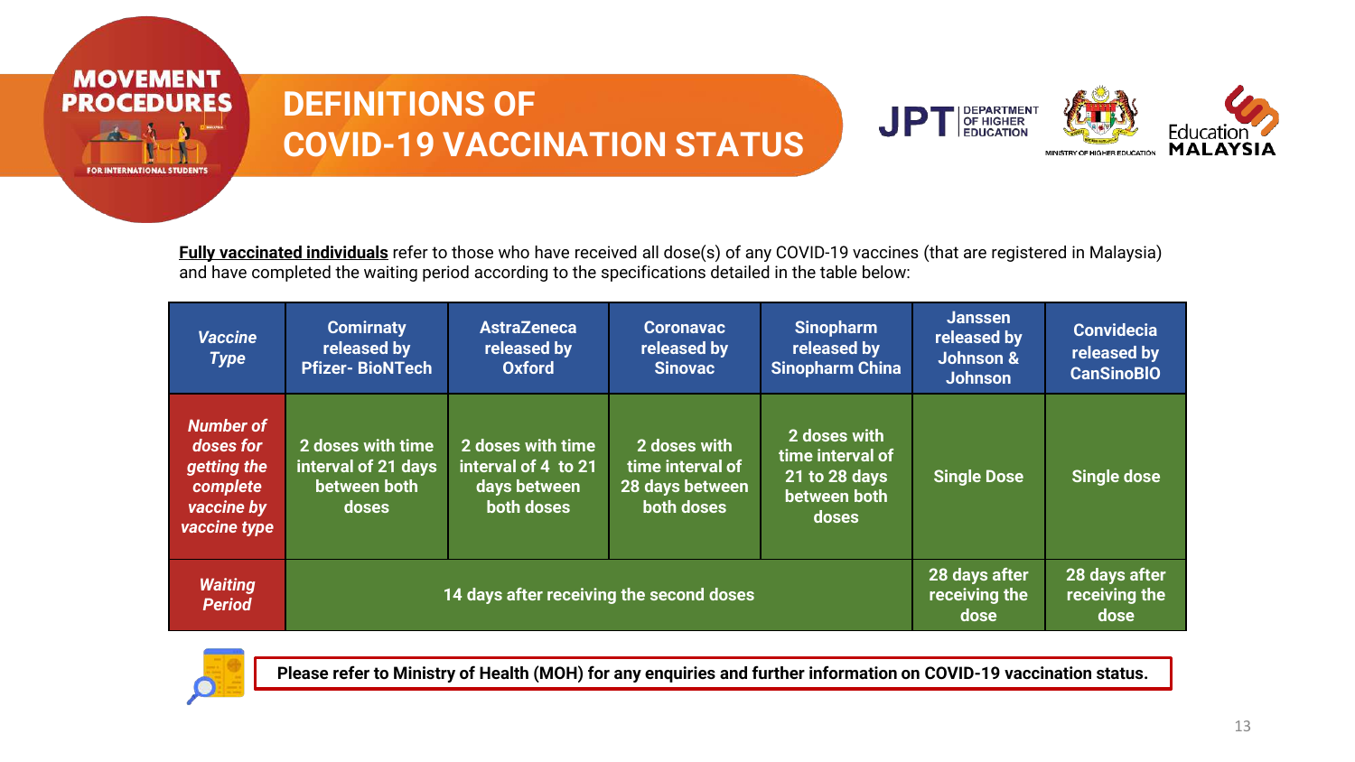# DEFINITIONS OF COVID-19 VACCINATION STATUS

**Fully vaccinated individuals** refer to those who have received all dose(s) of any COVID-19 vaccines (that are registered in Malaysia) and have completed the waiting period according to the specifications detailed in the table below:

| *Vaccine Type* | Comirnaty released by Pfizer- BioNTech | AstraZeneca released by Oxford | Coronavac released by Sinovac | Sinopharm released by Sinopharm China | Janssen released by Johnson & Johnson | Convidecia released by CanSinoBIO |
|---|---|---|---|---|---|---|
| *Number of doses for getting the complete vaccine by vaccine type* | 2 doses with time interval of 21 days between both doses | 2 doses with time interval of 4 to 21 days between both doses | 2 doses with time interval of 28 days between both doses | 2 doses with time interval of 21 to 28 days between both doses | Single Dose | Single dose |
| *Waiting Period* | 14 days after receiving the second doses | | | | 28 days after receiving the dose | 28 days after receiving the dose |

**Please refer to Ministry of Health (MOH) for any enquiries and further information on COVID-19 vaccination status.**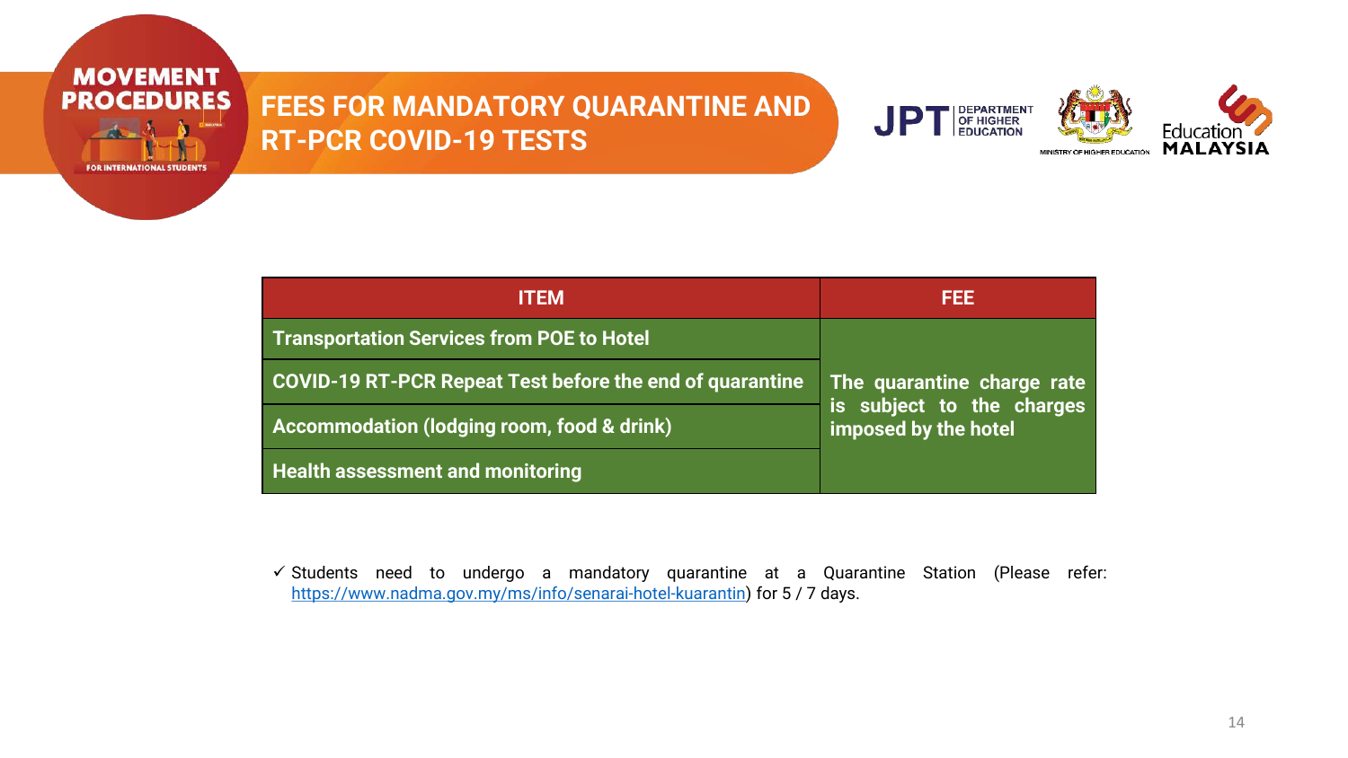MOVEMENT PROCEDURES FOR INTERNATIONAL STUDENTS

# FEES FOR MANDATORY QUARANTINE AND RT-PCR COVID-19 TESTS

| ITEM | FEE |
|---|---|
| **Transportation Services from POE to Hotel** | **The quarantine charge rate is subject to the charges imposed by the hotel** |
| **COVID-19 RT-PCR Repeat Test before the end of quarantine** | |
| **Accommodation (lodging room, food & drink)** | |
| **Health assessment and monitoring** | |

✓ Students need to undergo a mandatory quarantine at a Quarantine Station (Please refer: https://www.nadma.gov.my/ms/info/senarai-hotel-kuarantin) for 5 / 7 days.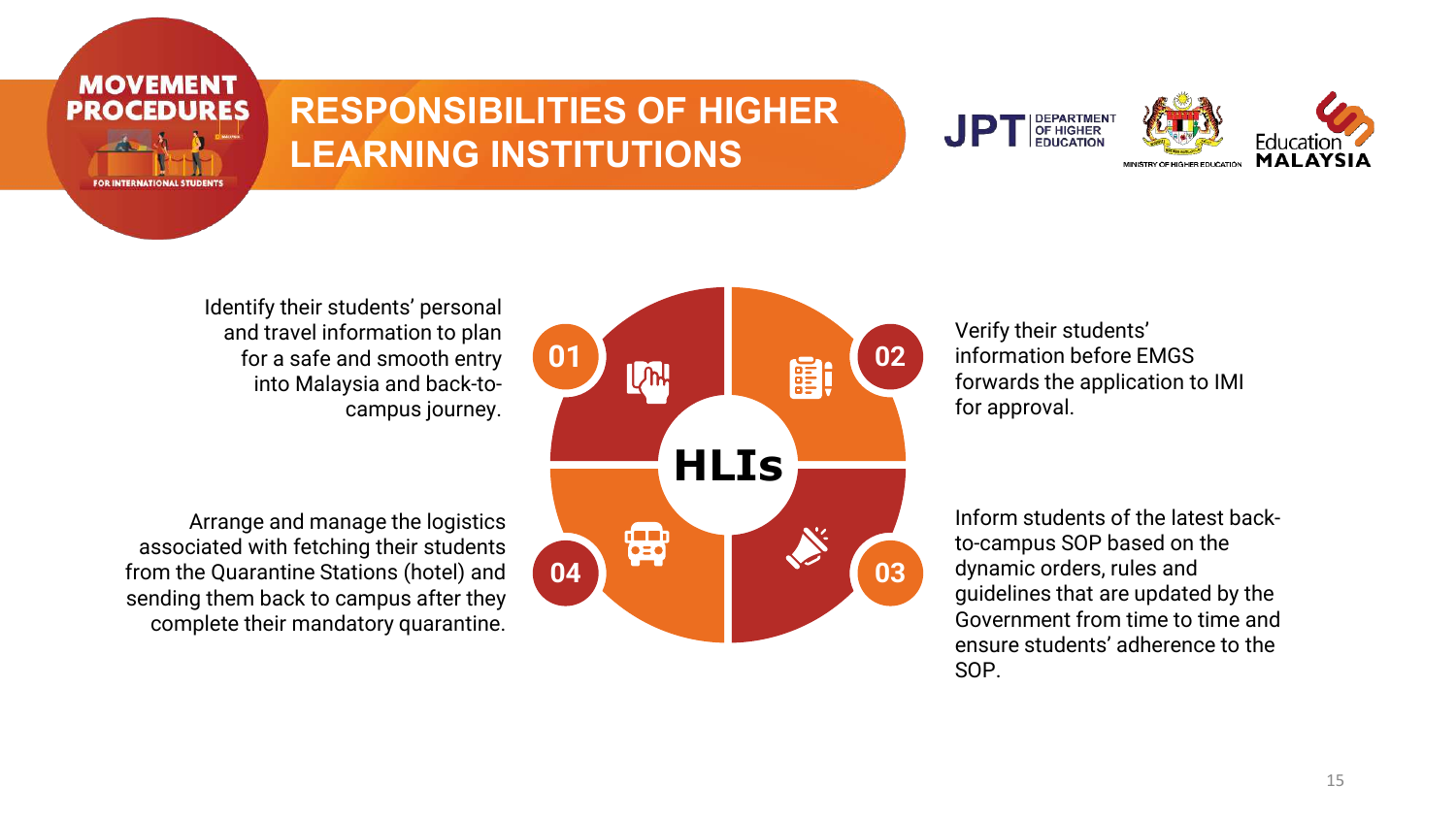# RESPONSIBILITIES OF HIGHER LEARNING INSTITUTIONS

## HLIs

**01** Identify their students' personal and travel information to plan for a safe and smooth entry into Malaysia and back-to-campus journey.

**02** Verify their students' information before EMGS forwards the application to IMI for approval.

**03** Inform students of the latest back-to-campus SOP based on the dynamic orders, rules and guidelines that are updated by the Government from time to time and ensure students' adherence to the SOP.

**04** Arrange and manage the logistics associated with fetching their students from the Quarantine Stations (hotel) and sending them back to campus after they complete their mandatory quarantine.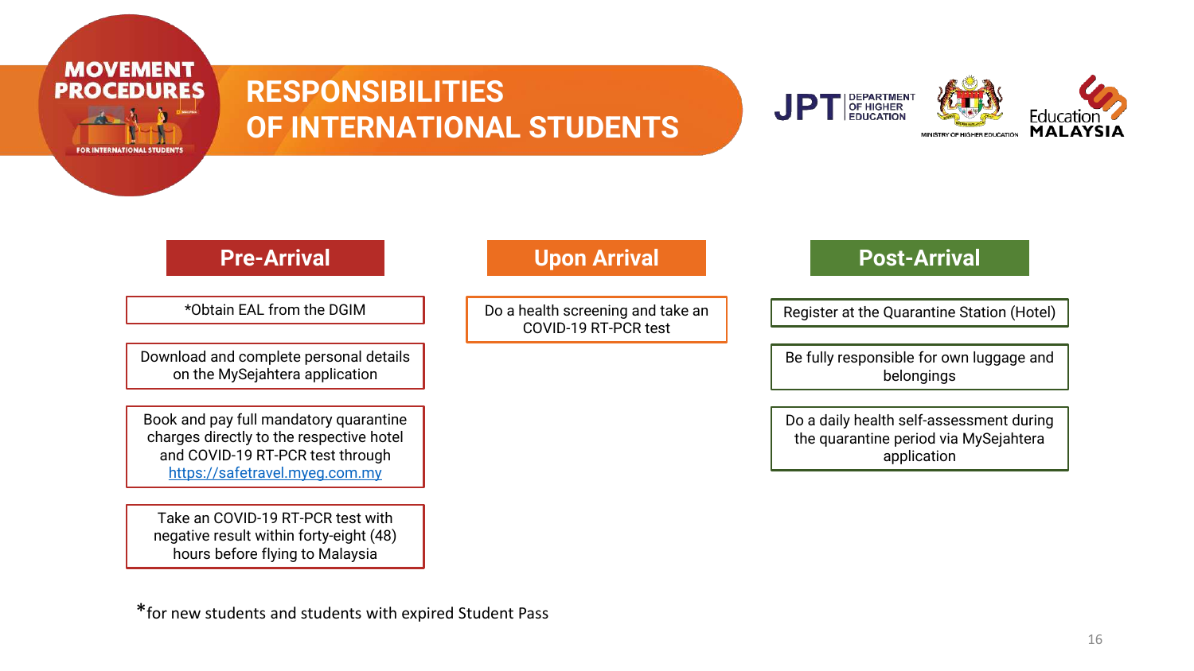MOVEMENT PROCEDURES FOR INTERNATIONAL STUDENTS

# RESPONSIBILITIES OF INTERNATIONAL STUDENTS

JPT DEPARTMENT OF HIGHER EDUCATION | MINISTRY OF HIGHER EDUCATION | Education MALAYSIA

## Pre-Arrival

- *Obtain EAL from the DGIM
- Download and complete personal details on the MySejahtera application
- Book and pay full mandatory quarantine charges directly to the respective hotel and COVID-19 RT-PCR test through https://safetravel.myeg.com.my
- Take an COVID-19 RT-PCR test with negative result within forty-eight (48) hours before flying to Malaysia

## Upon Arrival

- Do a health screening and take an COVID-19 RT-PCR test

## Post-Arrival

- Register at the Quarantine Station (Hotel)
- Be fully responsible for own luggage and belongings
- Do a daily health self-assessment during the quarantine period via MySejahtera application

*for new students and students with expired Student Pass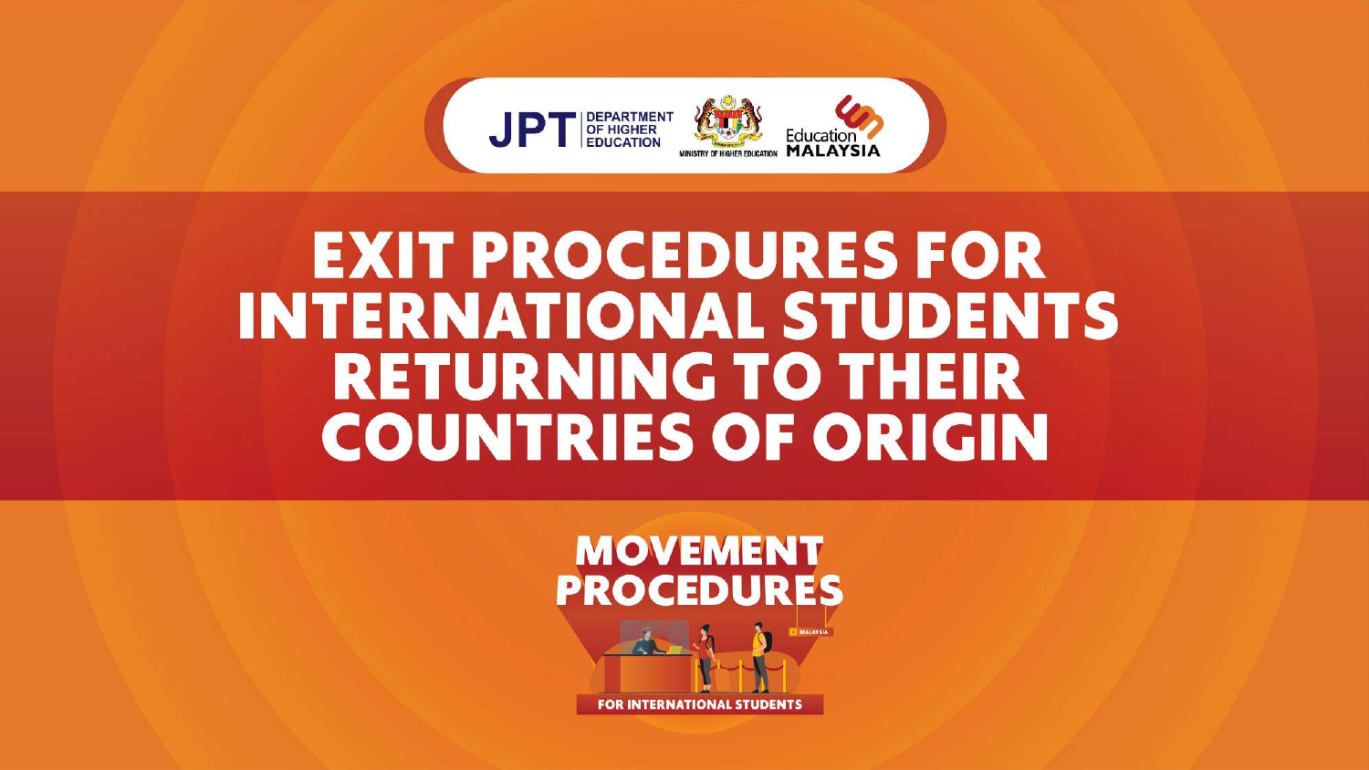JPT | DEPARTMENT OF HIGHER EDUCATION

MINISTRY OF HIGHER EDUCATION

Education MALAYSIA

# EXIT PROCEDURES FOR INTERNATIONAL STUDENTS RETURNING TO THEIR COUNTRIES OF ORIGIN

## MOVEMENT PROCEDURES

FOR INTERNATIONAL STUDENTS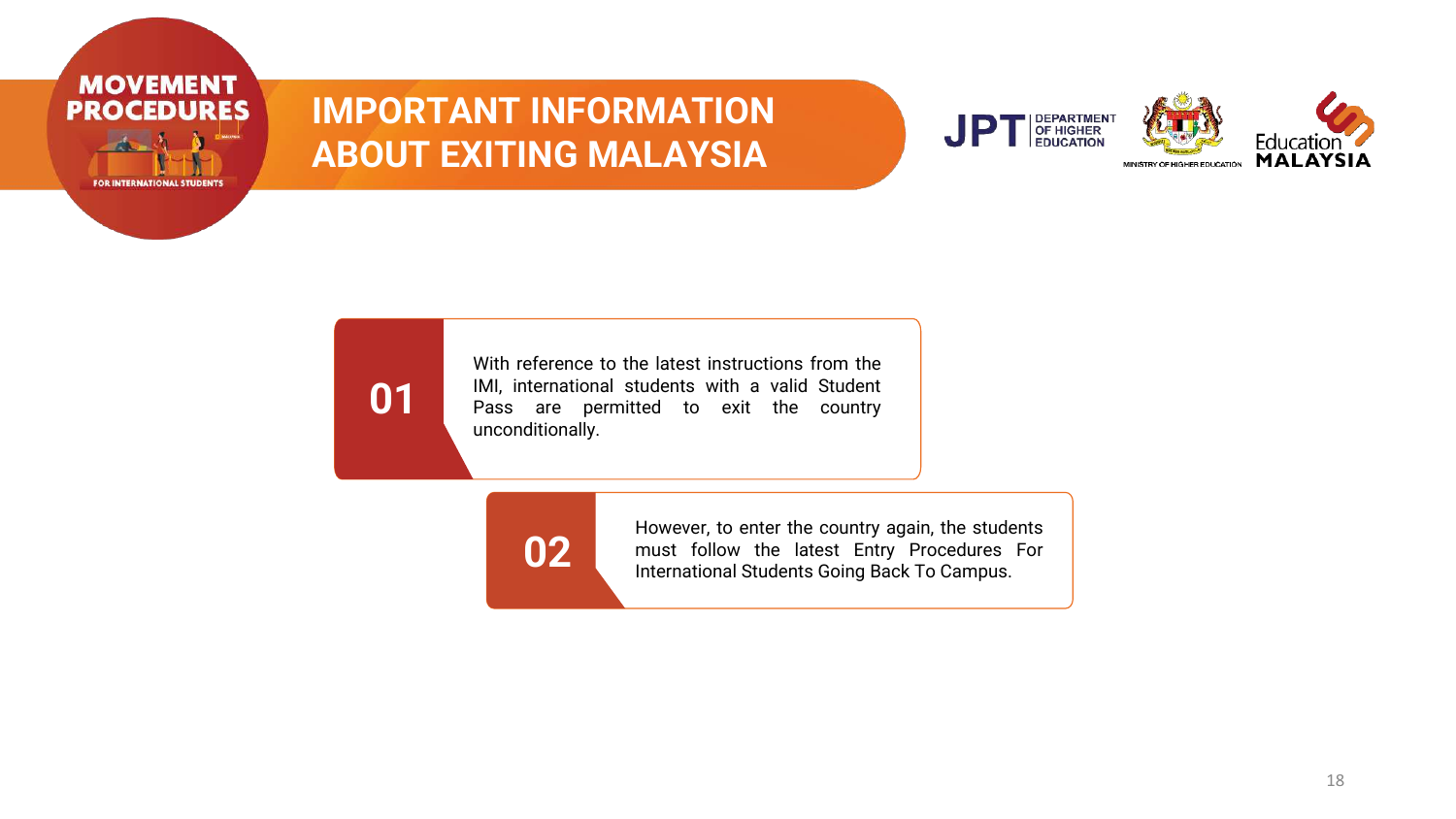# IMPORTANT INFORMATION ABOUT EXITING MALAYSIA

**01**

With reference to the latest instructions from the IMI, international students with a valid Student Pass are permitted to exit the country unconditionally.

**02**

However, to enter the country again, the students must follow the latest Entry Procedures For International Students Going Back To Campus.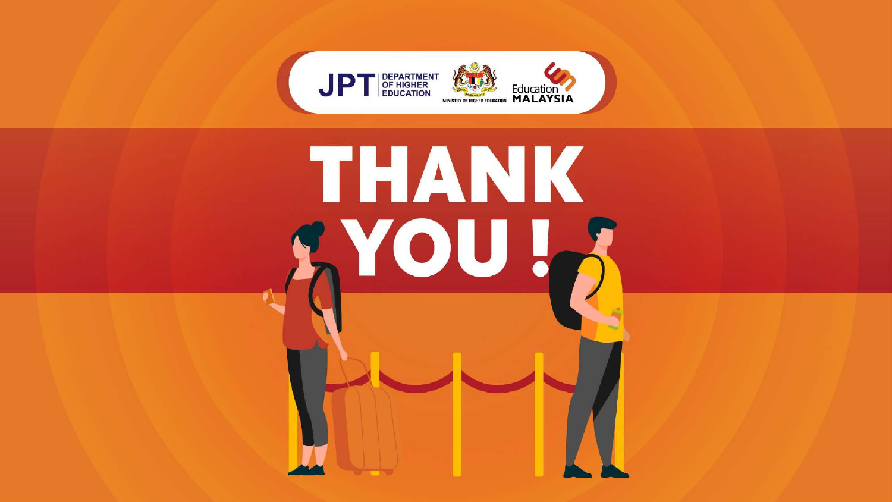JPT DEPARTMENT OF HIGHER EDUCATION

MINISTRY OF HIGHER EDUCATION

Education MALAYSIA

# THANK YOU !